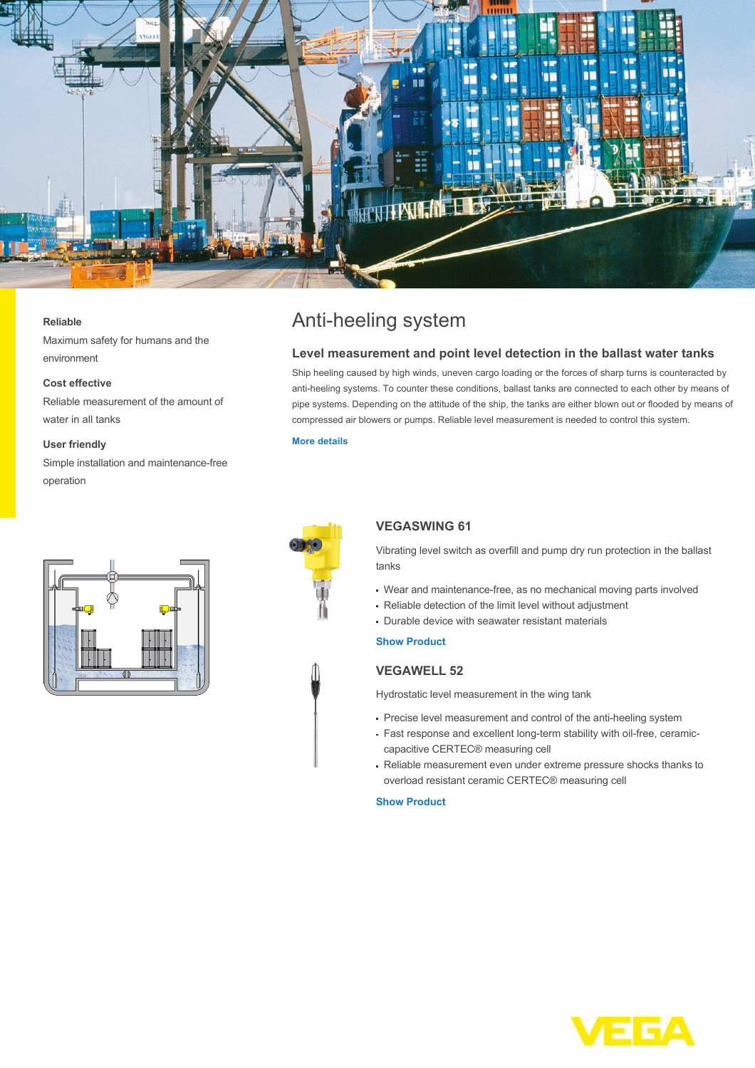# Anti-heeling system

## Level measurement and point level detection in the ballast water tanks

Ship heeling caused by high winds, uneven cargo loading or the forces of sharp turns is counteracted by anti-heeling systems. To counter these conditions, ballast tanks are connected to each other by means of pipe systems. Depending on the attitude of the ship, the tanks are either blown out or flooded by means of compressed air blowers or pumps. Reliable level measurement is needed to control this system.

More details

**Reliable**

Maximum safety for humans and the environment

**Cost effective**

Reliable measurement of the amount of water in all tanks

**User friendly**

Simple installation and maintenance-free operation

### VEGASWING 61

Vibrating level switch as overfill and pump dry run protection in the ballast tanks

- Wear and maintenance-free, as no mechanical moving parts involved
- Reliable detection of the limit level without adjustment
- Durable device with seawater resistant materials

Show Product

### VEGAWELL 52

Hydrostatic level measurement in the wing tank

- Precise level measurement and control of the anti-heeling system
- Fast response and excellent long-term stability with oil-free, ceramic-capacitive CERTEC® measuring cell
- Reliable measurement even under extreme pressure shocks thanks to overload resistant ceramic CERTEC® measuring cell

Show Product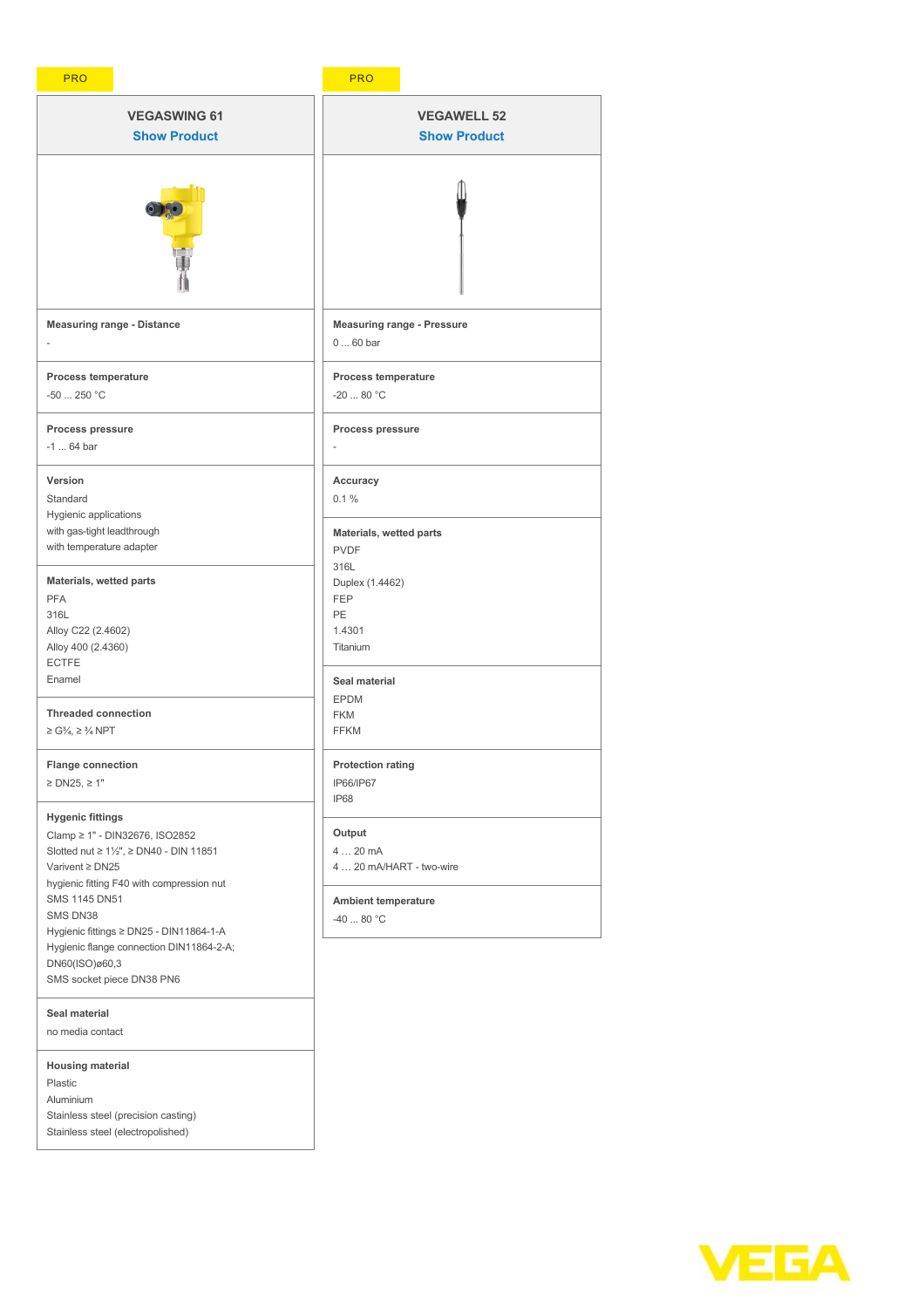PRO

## VEGASWING 61

Show Product

**Measuring range - Distance**
-

**Process temperature**
-50 ... 250 °C

**Process pressure**
-1 ... 64 bar

**Version**
Standard
Hygienic applications
with gas-tight leadthrough
with temperature adapter

**Materials, wetted parts**
PFA
316L
Alloy C22 (2.4602)
Alloy 400 (2.4360)
ECTFE
Enamel

**Threaded connection**
≥ G¾, ≥ ¾ NPT

**Flange connection**
≥ DN25, ≥ 1"

**Hygenic fittings**
Clamp ≥ 1" - DIN32676, ISO2852
Slotted nut ≥ 1½", ≥ DN40 - DIN 11851
Varivent ≥ DN25
hygienic fitting F40 with compression nut
SMS 1145 DN51
SMS DN38
Hygienic fittings ≥ DN25 - DIN11864-1-A
Hygienic flange connection DIN11864-2-A; DN60(ISO)ø60,3
SMS socket piece DN38 PN6

**Seal material**
no media contact

**Housing material**
Plastic
Aluminium
Stainless steel (precision casting)
Stainless steel (electropolished)

PRO

## VEGAWELL 52

Show Product

**Measuring range - Pressure**
0 ... 60 bar

**Process temperature**
-20 ... 80 °C

**Process pressure**
-

**Accuracy**
0.1 %

**Materials, wetted parts**
PVDF
316L
Duplex (1.4462)
FEP
PE
1.4301
Titanium

**Seal material**
EPDM
FKM
FFKM

**Protection rating**
IP66/IP67
IP68

**Output**
4 … 20 mA
4 … 20 mA/HART - two-wire

**Ambient temperature**
-40 ... 80 °C